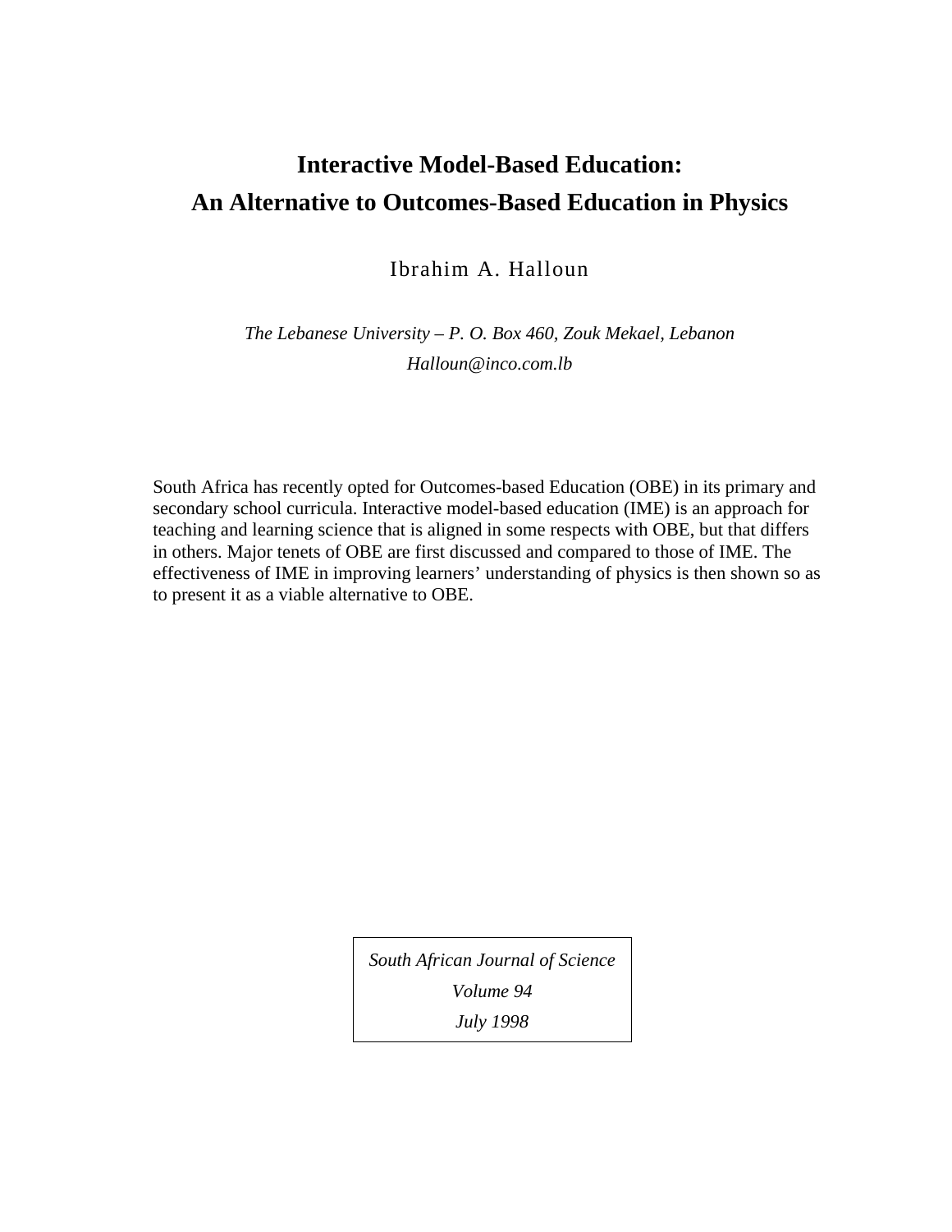# Interactive Model-Based Education: An Alternative to Outcomes-Based Education in Physics

Ibrahim A. Halloun

*The Lebanese University – P. O. Box 460, Zouk Mekael, Lebanon*
*Halloun@inco.com.lb*

South Africa has recently opted for Outcomes-based Education (OBE) in its primary and secondary school curricula. Interactive model-based education (IME) is an approach for teaching and learning science that is aligned in some respects with OBE, but that differs in others. Major tenets of OBE are first discussed and compared to those of IME. The effectiveness of IME in improving learners' understanding of physics is then shown so as to present it as a viable alternative to OBE.

*South African Journal of Science*
*Volume 94*
*July 1998*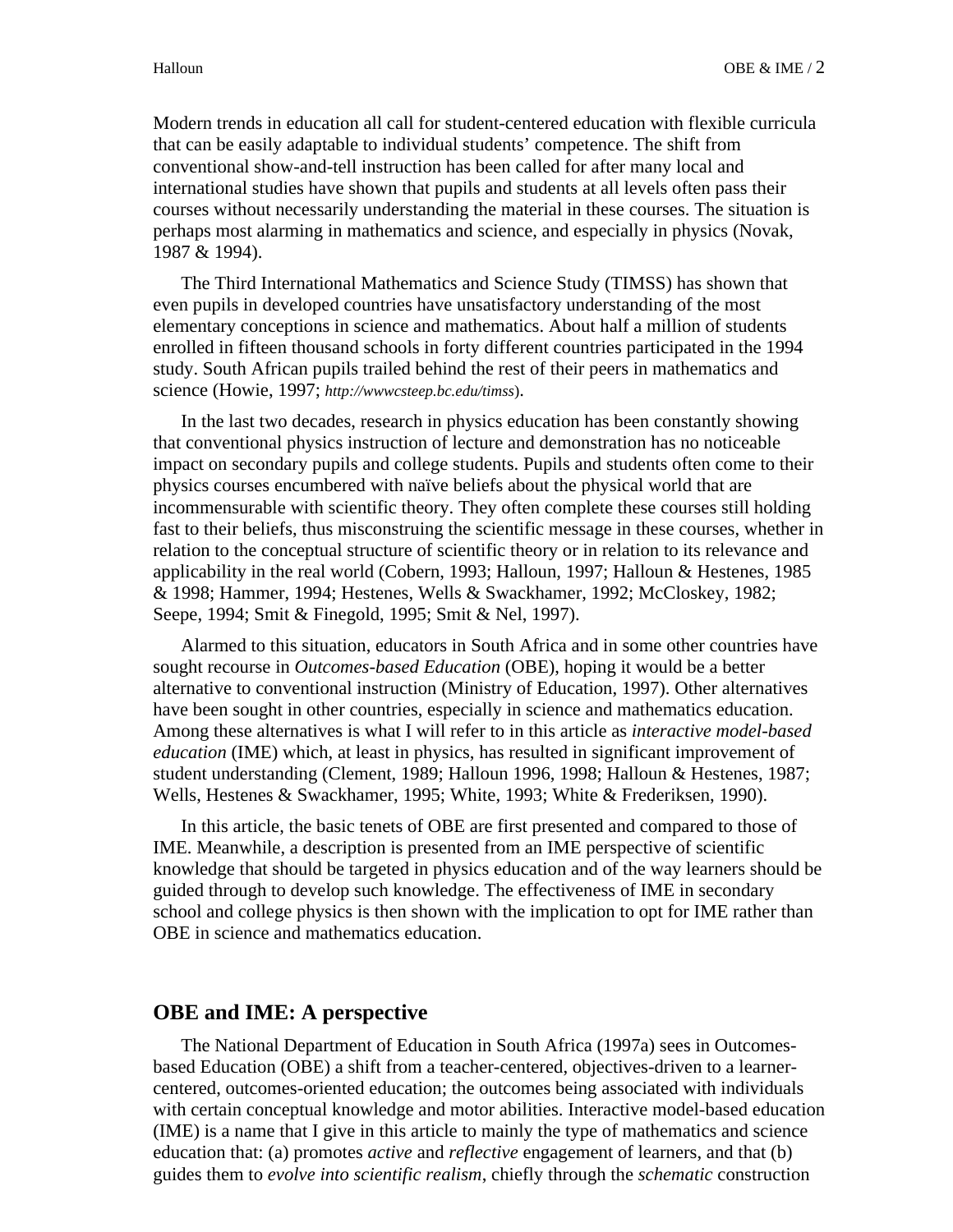Modern trends in education all call for student-centered education with flexible curricula that can be easily adaptable to individual students' competence. The shift from conventional show-and-tell instruction has been called for after many local and international studies have shown that pupils and students at all levels often pass their courses without necessarily understanding the material in these courses. The situation is perhaps most alarming in mathematics and science, and especially in physics (Novak, 1987 & 1994).

The Third International Mathematics and Science Study (TIMSS) has shown that even pupils in developed countries have unsatisfactory understanding of the most elementary conceptions in science and mathematics. About half a million of students enrolled in fifteen thousand schools in forty different countries participated in the 1994 study. South African pupils trailed behind the rest of their peers in mathematics and science (Howie, 1997; *http://wwwcsteep.bc.edu/timss*).

In the last two decades, research in physics education has been constantly showing that conventional physics instruction of lecture and demonstration has no noticeable impact on secondary pupils and college students. Pupils and students often come to their physics courses encumbered with naïve beliefs about the physical world that are incommensurable with scientific theory. They often complete these courses still holding fast to their beliefs, thus misconstruing the scientific message in these courses, whether in relation to the conceptual structure of scientific theory or in relation to its relevance and applicability in the real world (Cobern, 1993; Halloun, 1997; Halloun & Hestenes, 1985 & 1998; Hammer, 1994; Hestenes, Wells & Swackhamer, 1992; McCloskey, 1982; Seepe, 1994; Smit & Finegold, 1995; Smit & Nel, 1997).

Alarmed to this situation, educators in South Africa and in some other countries have sought recourse in *Outcomes-based Education* (OBE), hoping it would be a better alternative to conventional instruction (Ministry of Education, 1997). Other alternatives have been sought in other countries, especially in science and mathematics education. Among these alternatives is what I will refer to in this article as *interactive model-based education* (IME) which, at least in physics, has resulted in significant improvement of student understanding (Clement, 1989; Halloun 1996, 1998; Halloun & Hestenes, 1987; Wells, Hestenes & Swackhamer, 1995; White, 1993; White & Frederiksen, 1990).

In this article, the basic tenets of OBE are first presented and compared to those of IME. Meanwhile, a description is presented from an IME perspective of scientific knowledge that should be targeted in physics education and of the way learners should be guided through to develop such knowledge. The effectiveness of IME in secondary school and college physics is then shown with the implication to opt for IME rather than OBE in science and mathematics education.

## OBE and IME: A perspective

The National Department of Education in South Africa (1997a) sees in Outcomes-based Education (OBE) a shift from a teacher-centered, objectives-driven to a learner-centered, outcomes-oriented education; the outcomes being associated with individuals with certain conceptual knowledge and motor abilities. Interactive model-based education (IME) is a name that I give in this article to mainly the type of mathematics and science education that: (a) promotes *active* and *reflective* engagement of learners, and that (b) guides them to *evolve into scientific realism*, chiefly through the *schematic* construction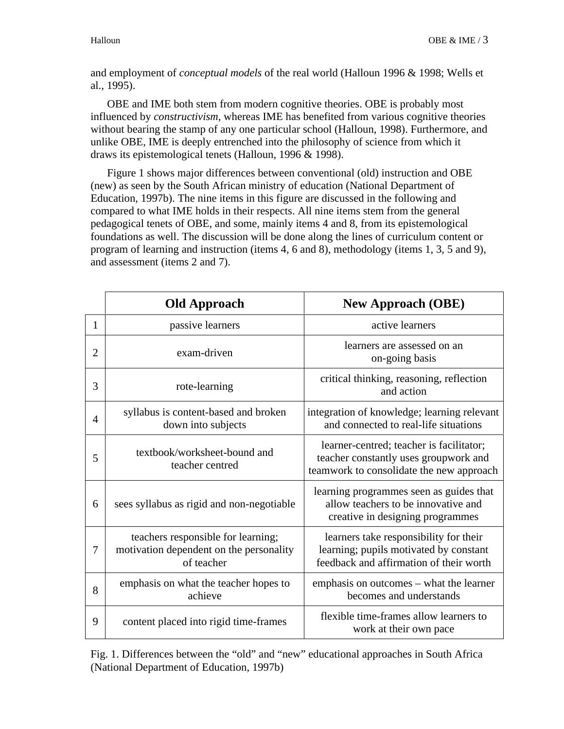and employment of *conceptual models* of the real world (Halloun 1996 & 1998; Wells et al., 1995).

OBE and IME both stem from modern cognitive theories. OBE is probably most influenced by *constructivism*, whereas IME has benefited from various cognitive theories without bearing the stamp of any one particular school (Halloun, 1998). Furthermore, and unlike OBE, IME is deeply entrenched into the philosophy of science from which it draws its epistemological tenets (Halloun, 1996 & 1998).

Figure 1 shows major differences between conventional (old) instruction and OBE (new) as seen by the South African ministry of education (National Department of Education, 1997b). The nine items in this figure are discussed in the following and compared to what IME holds in their respects. All nine items stem from the general pedagogical tenets of OBE, and some, mainly items 4 and 8, from its epistemological foundations as well. The discussion will be done along the lines of curriculum content or program of learning and instruction (items 4, 6 and 8), methodology (items 1, 3, 5 and 9), and assessment (items 2 and 7).

| | **Old Approach** | **New Approach (OBE)** |
|---|---|---|
| 1 | passive learners | active learners |
| 2 | exam-driven | learners are assessed on an on-going basis |
| 3 | rote-learning | critical thinking, reasoning, reflection and action |
| 4 | syllabus is content-based and broken down into subjects | integration of knowledge; learning relevant and connected to real-life situations |
| 5 | textbook/worksheet-bound and teacher centred | learner-centred; teacher is facilitator; teacher constantly uses groupwork and teamwork to consolidate the new approach |
| 6 | sees syllabus as rigid and non-negotiable | learning programmes seen as guides that allow teachers to be innovative and creative in designing programmes |
| 7 | teachers responsible for learning; motivation dependent on the personality of teacher | learners take responsibility for their learning; pupils motivated by constant feedback and affirmation of their worth |
| 8 | emphasis on what the teacher hopes to achieve | emphasis on outcomes – what the learner becomes and understands |
| 9 | content placed into rigid time-frames | flexible time-frames allow learners to work at their own pace |

Fig. 1. Differences between the "old" and "new" educational approaches in South Africa (National Department of Education, 1997b)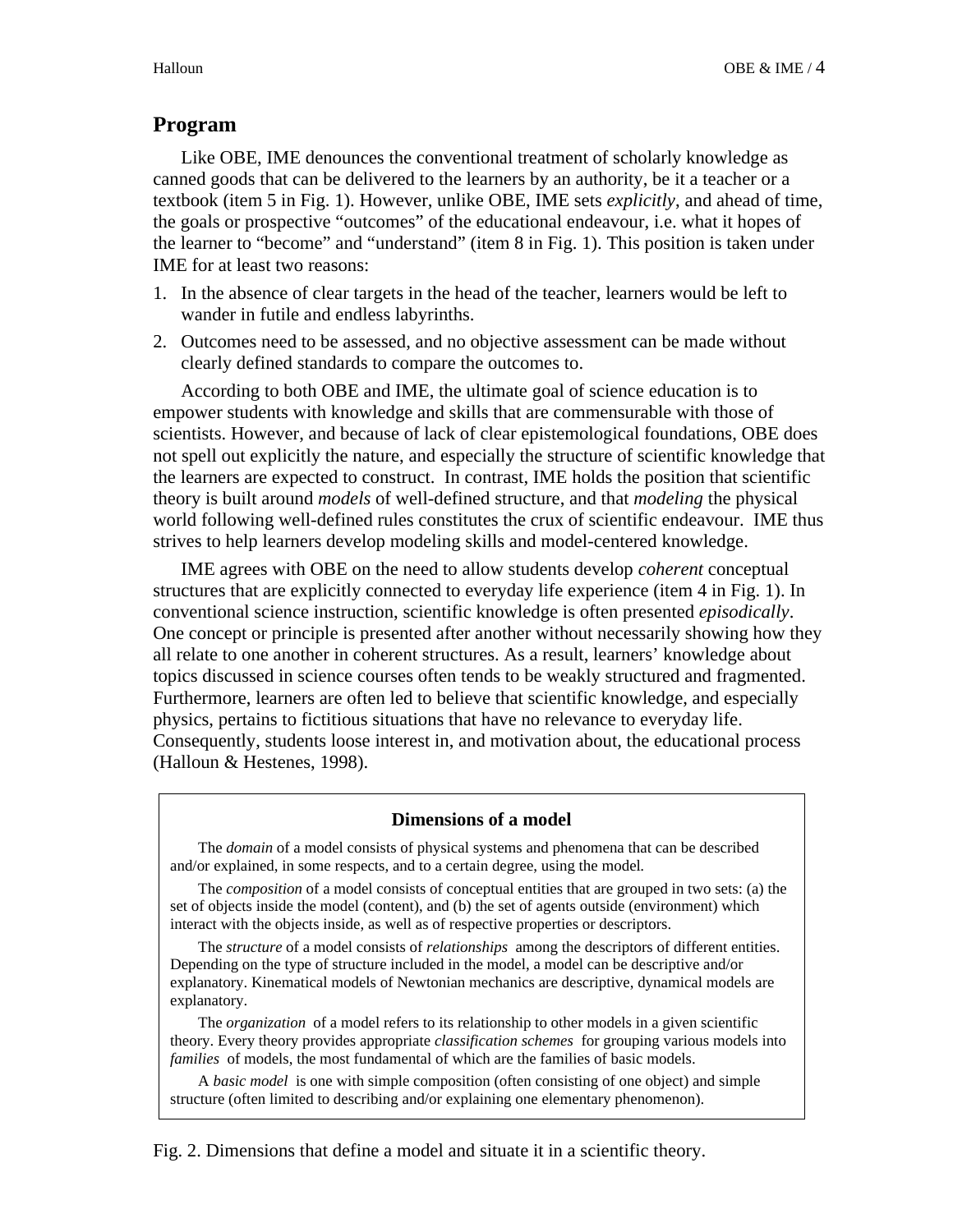## Program

Like OBE, IME denounces the conventional treatment of scholarly knowledge as canned goods that can be delivered to the learners by an authority, be it a teacher or a textbook (item 5 in Fig. 1). However, unlike OBE, IME sets *explicitly*, and ahead of time, the goals or prospective "outcomes" of the educational endeavour, i.e. what it hopes of the learner to "become" and "understand" (item 8 in Fig. 1). This position is taken under IME for at least two reasons:

1. In the absence of clear targets in the head of the teacher, learners would be left to wander in futile and endless labyrinths.
2. Outcomes need to be assessed, and no objective assessment can be made without clearly defined standards to compare the outcomes to.

According to both OBE and IME, the ultimate goal of science education is to empower students with knowledge and skills that are commensurable with those of scientists. However, and because of lack of clear epistemological foundations, OBE does not spell out explicitly the nature, and especially the structure of scientific knowledge that the learners are expected to construct. In contrast, IME holds the position that scientific theory is built around *models* of well-defined structure, and that *modeling* the physical world following well-defined rules constitutes the crux of scientific endeavour. IME thus strives to help learners develop modeling skills and model-centered knowledge.

IME agrees with OBE on the need to allow students develop *coherent* conceptual structures that are explicitly connected to everyday life experience (item 4 in Fig. 1). In conventional science instruction, scientific knowledge is often presented *episodically*. One concept or principle is presented after another without necessarily showing how they all relate to one another in coherent structures. As a result, learners' knowledge about topics discussed in science courses often tends to be weakly structured and fragmented. Furthermore, learners are often led to believe that scientific knowledge, and especially physics, pertains to fictitious situations that have no relevance to everyday life. Consequently, students loose interest in, and motivation about, the educational process (Halloun & Hestenes, 1998).

**Dimensions of a model**

The *domain* of a model consists of physical systems and phenomena that can be described and/or explained, in some respects, and to a certain degree, using the model.

The *composition* of a model consists of conceptual entities that are grouped in two sets: (a) the set of objects inside the model (content), and (b) the set of agents outside (environment) which interact with the objects inside, as well as of respective properties or descriptors.

The *structure* of a model consists of *relationships* among the descriptors of different entities. Depending on the type of structure included in the model, a model can be descriptive and/or explanatory. Kinematical models of Newtonian mechanics are descriptive, dynamical models are explanatory.

The *organization* of a model refers to its relationship to other models in a given scientific theory. Every theory provides appropriate *classification schemes* for grouping various models into *families* of models, the most fundamental of which are the families of basic models.

A *basic model* is one with simple composition (often consisting of one object) and simple structure (often limited to describing and/or explaining one elementary phenomenon).

Fig. 2. Dimensions that define a model and situate it in a scientific theory.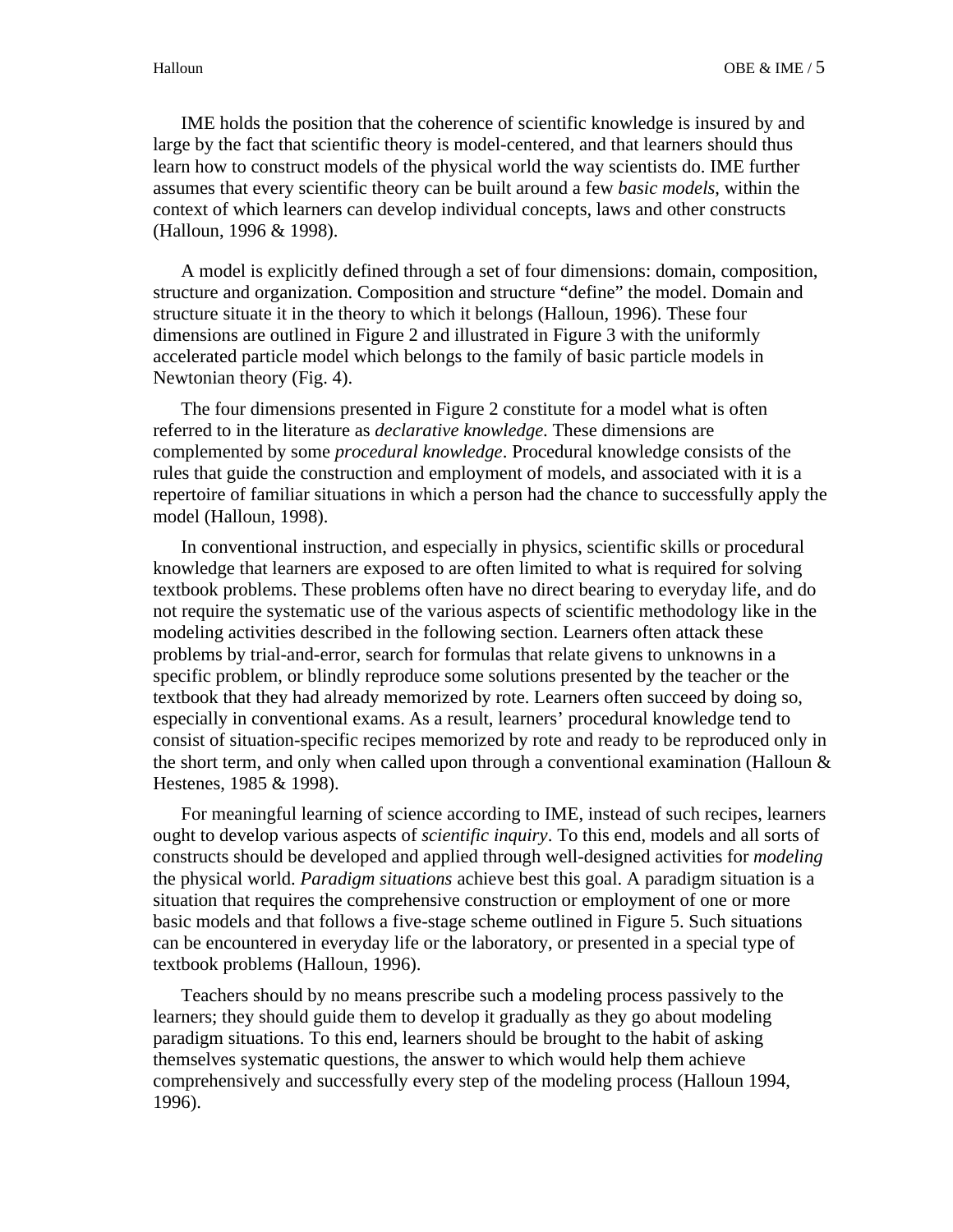IME holds the position that the coherence of scientific knowledge is insured by and large by the fact that scientific theory is model-centered, and that learners should thus learn how to construct models of the physical world the way scientists do. IME further assumes that every scientific theory can be built around a few *basic models*, within the context of which learners can develop individual concepts, laws and other constructs (Halloun, 1996 & 1998).

A model is explicitly defined through a set of four dimensions: domain, composition, structure and organization. Composition and structure "define" the model. Domain and structure situate it in the theory to which it belongs (Halloun, 1996). These four dimensions are outlined in Figure 2 and illustrated in Figure 3 with the uniformly accelerated particle model which belongs to the family of basic particle models in Newtonian theory (Fig. 4).

The four dimensions presented in Figure 2 constitute for a model what is often referred to in the literature as *declarative knowledge*. These dimensions are complemented by some *procedural knowledge*. Procedural knowledge consists of the rules that guide the construction and employment of models, and associated with it is a repertoire of familiar situations in which a person had the chance to successfully apply the model (Halloun, 1998).

In conventional instruction, and especially in physics, scientific skills or procedural knowledge that learners are exposed to are often limited to what is required for solving textbook problems. These problems often have no direct bearing to everyday life, and do not require the systematic use of the various aspects of scientific methodology like in the modeling activities described in the following section. Learners often attack these problems by trial-and-error, search for formulas that relate givens to unknowns in a specific problem, or blindly reproduce some solutions presented by the teacher or the textbook that they had already memorized by rote. Learners often succeed by doing so, especially in conventional exams. As a result, learners' procedural knowledge tend to consist of situation-specific recipes memorized by rote and ready to be reproduced only in the short term, and only when called upon through a conventional examination (Halloun & Hestenes, 1985 & 1998).

For meaningful learning of science according to IME, instead of such recipes, learners ought to develop various aspects of *scientific inquiry*. To this end, models and all sorts of constructs should be developed and applied through well-designed activities for *modeling* the physical world. *Paradigm situations* achieve best this goal. A paradigm situation is a situation that requires the comprehensive construction or employment of one or more basic models and that follows a five-stage scheme outlined in Figure 5. Such situations can be encountered in everyday life or the laboratory, or presented in a special type of textbook problems (Halloun, 1996).

Teachers should by no means prescribe such a modeling process passively to the learners; they should guide them to develop it gradually as they go about modeling paradigm situations. To this end, learners should be brought to the habit of asking themselves systematic questions, the answer to which would help them achieve comprehensively and successfully every step of the modeling process (Halloun 1994, 1996).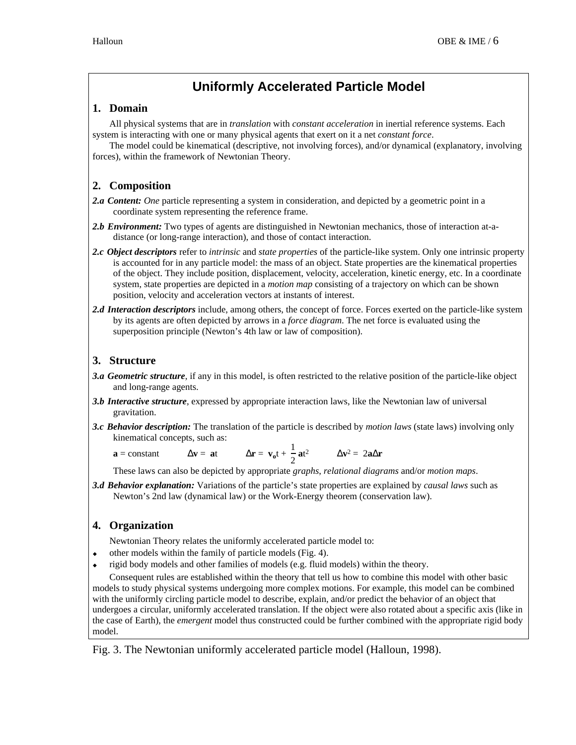## Uniformly Accelerated Particle Model

### 1. Domain

All physical systems that are in *translation* with *constant acceleration* in inertial reference systems. Each system is interacting with one or many physical agents that exert on it a net *constant force*.

The model could be kinematical (descriptive, not involving forces), and/or dynamical (explanatory, involving forces), within the framework of Newtonian Theory.

### 2. Composition

***2.a Content:*** *One* particle representing a system in consideration, and depicted by a geometric point in a coordinate system representing the reference frame.

***2.b Environment:*** Two types of agents are distinguished in Newtonian mechanics, those of interaction at-a-distance (or long-range interaction), and those of contact interaction.

***2.c Object descriptors*** refer to *intrinsic* and *state properties* of the particle-like system. Only one intrinsic property is accounted for in any particle model: the mass of an object. State properties are the kinematical properties of the object. They include position, displacement, velocity, acceleration, kinetic energy, etc. In a coordinate system, state properties are depicted in a *motion map* consisting of a trajectory on which can be shown position, velocity and acceleration vectors at instants of interest.

***2.d Interaction descriptors*** include, among others, the concept of force. Forces exerted on the particle-like system by its agents are often depicted by arrows in a *force diagram*. The net force is evaluated using the superposition principle (Newton's 4th law or law of composition).

### 3. Structure

***3.a Geometric structure***, if any in this model, is often restricted to the relative position of the particle-like object and long-range agents.

***3.b Interactive structure***, expressed by appropriate interaction laws, like the Newtonian law of universal gravitation.

***3.c Behavior description:*** The translation of the particle is described by *motion laws* (state laws) involving only kinematical concepts, such as:

$\mathbf{a}$ = constant $\qquad \Delta\mathbf{v} = \mathbf{a}t \qquad \Delta\mathbf{r} = \mathbf{v_o}t + \frac{1}{2}\mathbf{a}t^2 \qquad \Delta\mathbf{v}^2 = 2\mathbf{a}\Delta\mathbf{r}$

These laws can also be depicted by appropriate *graphs*, *relational diagrams* and/or *motion maps*.

***3.d Behavior explanation:*** Variations of the particle's state properties are explained by *causal laws* such as Newton's 2nd law (dynamical law) or the Work-Energy theorem (conservation law).

### 4. Organization

Newtonian Theory relates the uniformly accelerated particle model to:

- other models within the family of particle models (Fig. 4).
- rigid body models and other families of models (e.g. fluid models) within the theory.

Consequent rules are established within the theory that tell us how to combine this model with other basic models to study physical systems undergoing more complex motions. For example, this model can be combined with the uniformly circling particle model to describe, explain, and/or predict the behavior of an object that undergoes a circular, uniformly accelerated translation. If the object were also rotated about a specific axis (like in the case of Earth), the *emergent* model thus constructed could be further combined with the appropriate rigid body model.

Fig. 3. The Newtonian uniformly accelerated particle model (Halloun, 1998).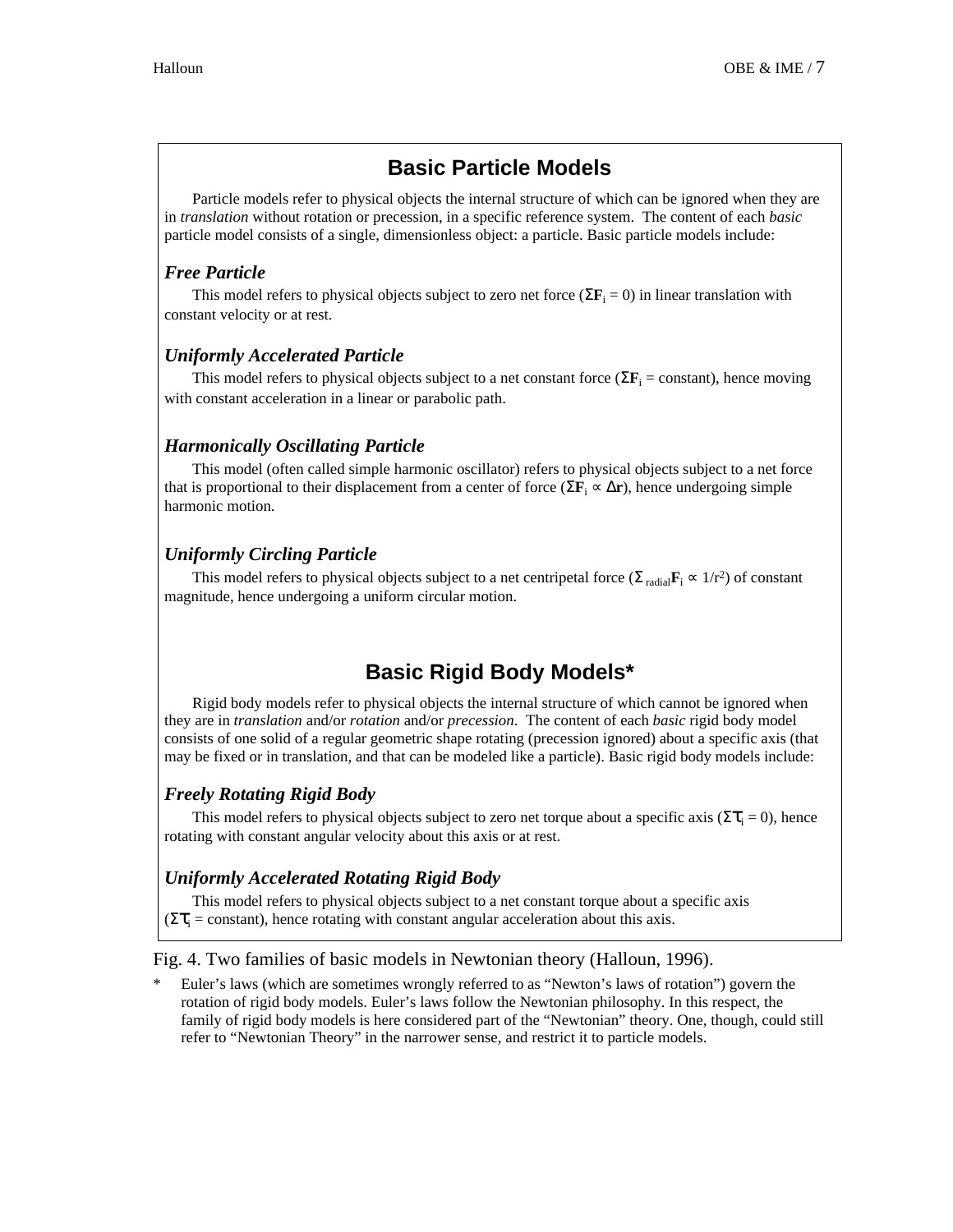## Basic Particle Models

Particle models refer to physical objects the internal structure of which can be ignored when they are in *translation* without rotation or precession, in a specific reference system. The content of each *basic* particle model consists of a single, dimensionless object: a particle. Basic particle models include:

### *Free Particle*

This model refers to physical objects subject to zero net force ($\Sigma \mathbf{F}_i = 0$) in linear translation with constant velocity or at rest.

### *Uniformly Accelerated Particle*

This model refers to physical objects subject to a net constant force ($\Sigma \mathbf{F}_i$ = constant), hence moving with constant acceleration in a linear or parabolic path.

### *Harmonically Oscillating Particle*

This model (often called simple harmonic oscillator) refers to physical objects subject to a net force that is proportional to their displacement from a center of force ($\Sigma \mathbf{F}_i \propto \Delta \mathbf{r}$), hence undergoing simple harmonic motion.

### *Uniformly Circling Particle*

This model refers to physical objects subject to a net centripetal force ($\Sigma_{\text{radial}} \mathbf{F}_i \propto 1/r^2$) of constant magnitude, hence undergoing a uniform circular motion.

## Basic Rigid Body Models*

Rigid body models refer to physical objects the internal structure of which cannot be ignored when they are in *translation* and/or *rotation* and/or *precession*. The content of each *basic* rigid body model consists of one solid of a regular geometric shape rotating (precession ignored) about a specific axis (that may be fixed or in translation, and that can be modeled like a particle). Basic rigid body models include:

### *Freely Rotating Rigid Body*

This model refers to physical objects subject to zero net torque about a specific axis ($\Sigma \tau_i = 0$), hence rotating with constant angular velocity about this axis or at rest.

### *Uniformly Accelerated Rotating Rigid Body*

This model refers to physical objects subject to a net constant torque about a specific axis ($\Sigma \tau_i$ = constant), hence rotating with constant angular acceleration about this axis.

Fig. 4. Two families of basic models in Newtonian theory (Halloun, 1996).

\* Euler's laws (which are sometimes wrongly referred to as "Newton's laws of rotation") govern the rotation of rigid body models. Euler's laws follow the Newtonian philosophy. In this respect, the family of rigid body models is here considered part of the "Newtonian" theory. One, though, could still refer to "Newtonian Theory" in the narrower sense, and restrict it to particle models.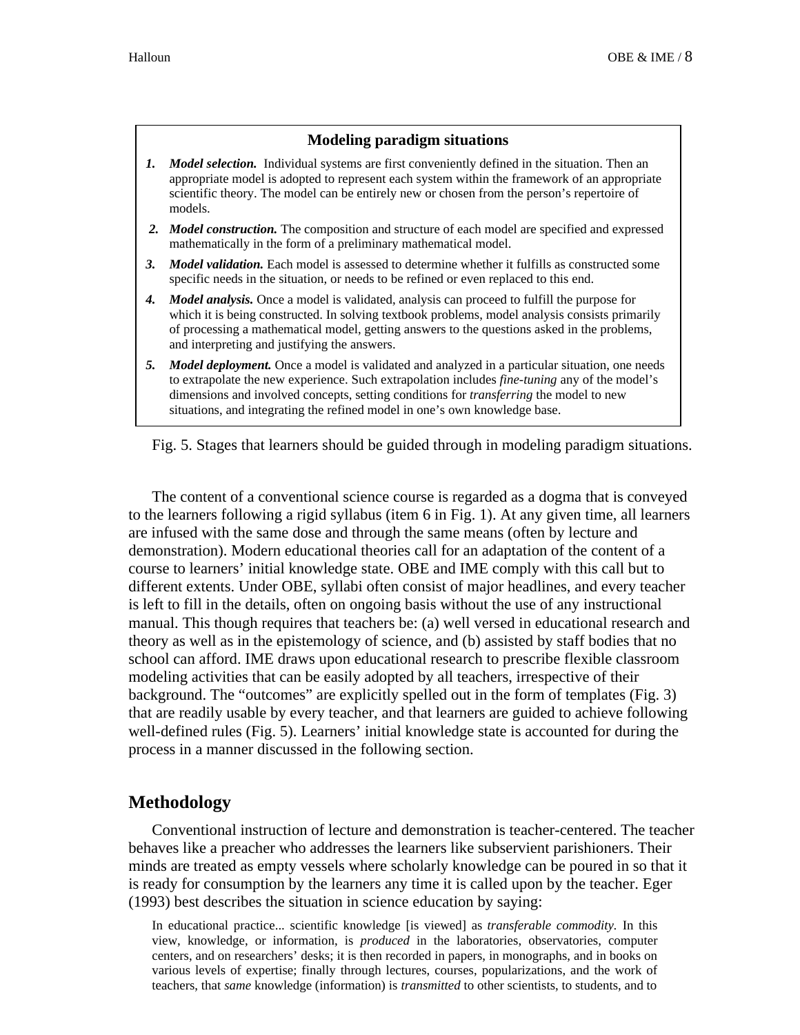**Modeling paradigm situations**

1. ***Model selection.*** Individual systems are first conveniently defined in the situation. Then an appropriate model is adopted to represent each system within the framework of an appropriate scientific theory. The model can be entirely new or chosen from the person's repertoire of models.
2. ***Model construction.*** The composition and structure of each model are specified and expressed mathematically in the form of a preliminary mathematical model.
3. ***Model validation.*** Each model is assessed to determine whether it fulfills as constructed some specific needs in the situation, or needs to be refined or even replaced to this end.
4. ***Model analysis.*** Once a model is validated, analysis can proceed to fulfill the purpose for which it is being constructed. In solving textbook problems, model analysis consists primarily of processing a mathematical model, getting answers to the questions asked in the problems, and interpreting and justifying the answers.
5. ***Model deployment.*** Once a model is validated and analyzed in a particular situation, one needs to extrapolate the new experience. Such extrapolation includes *fine-tuning* any of the model's dimensions and involved concepts, setting conditions for *transferring* the model to new situations, and integrating the refined model in one's own knowledge base.

Fig. 5. Stages that learners should be guided through in modeling paradigm situations.

The content of a conventional science course is regarded as a dogma that is conveyed to the learners following a rigid syllabus (item 6 in Fig. 1). At any given time, all learners are infused with the same dose and through the same means (often by lecture and demonstration). Modern educational theories call for an adaptation of the content of a course to learners' initial knowledge state. OBE and IME comply with this call but to different extents. Under OBE, syllabi often consist of major headlines, and every teacher is left to fill in the details, often on ongoing basis without the use of any instructional manual. This though requires that teachers be: (a) well versed in educational research and theory as well as in the epistemology of science, and (b) assisted by staff bodies that no school can afford. IME draws upon educational research to prescribe flexible classroom modeling activities that can be easily adopted by all teachers, irrespective of their background. The "outcomes" are explicitly spelled out in the form of templates (Fig. 3) that are readily usable by every teacher, and that learners are guided to achieve following well-defined rules (Fig. 5). Learners' initial knowledge state is accounted for during the process in a manner discussed in the following section.

## Methodology

Conventional instruction of lecture and demonstration is teacher-centered. The teacher behaves like a preacher who addresses the learners like subservient parishioners. Their minds are treated as empty vessels where scholarly knowledge can be poured in so that it is ready for consumption by the learners any time it is called upon by the teacher. Eger (1993) best describes the situation in science education by saying:

> In educational practice... scientific knowledge [is viewed] as *transferable commodity*. In this view, knowledge, or information, is *produced* in the laboratories, observatories, computer centers, and on researchers' desks; it is then recorded in papers, in monographs, and in books on various levels of expertise; finally through lectures, courses, popularizations, and the work of teachers, that *same* knowledge (information) is *transmitted* to other scientists, to students, and to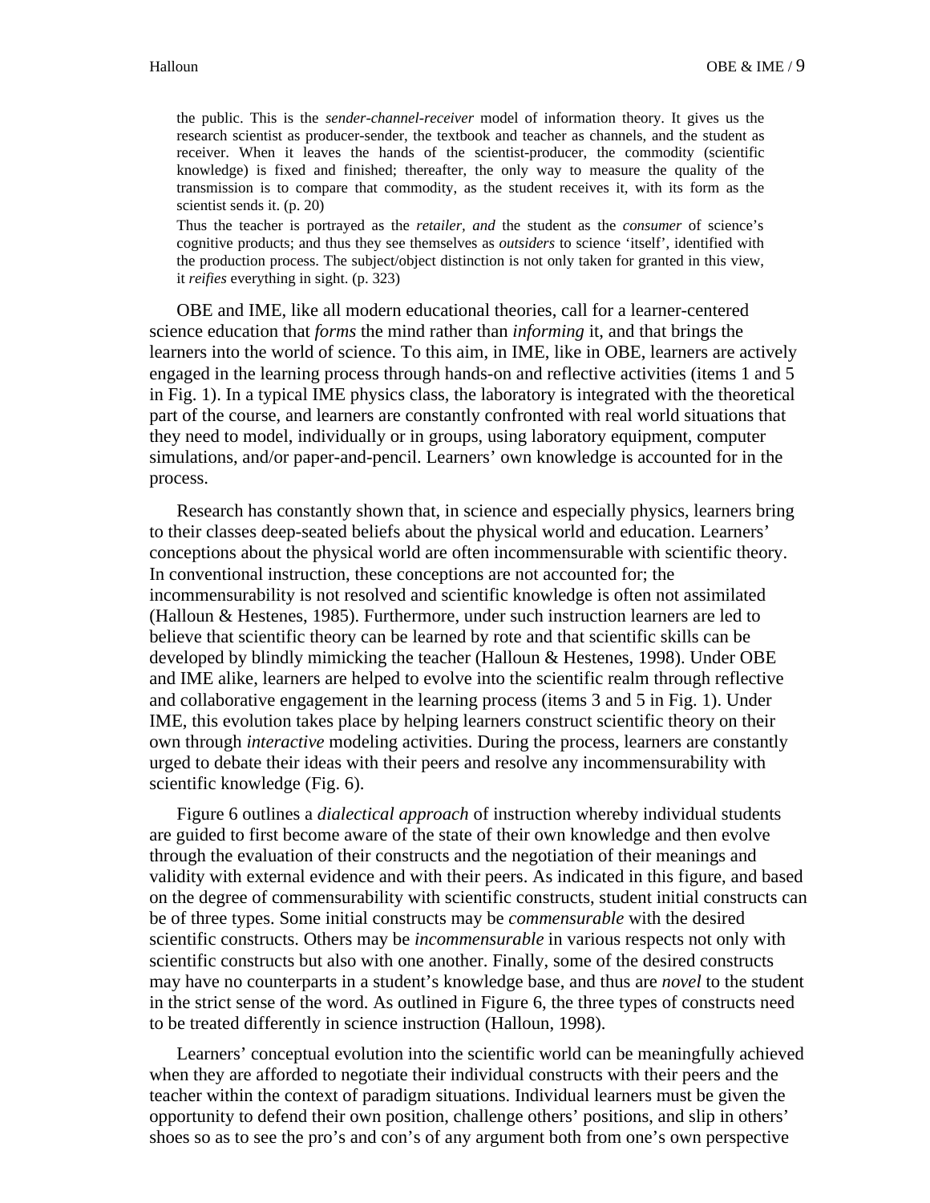> the public. This is the *sender-channel-receiver* model of information theory. It gives us the research scientist as producer-sender, the textbook and teacher as channels, and the student as receiver. When it leaves the hands of the scientist-producer, the commodity (scientific knowledge) is fixed and finished; thereafter, the only way to measure the quality of the transmission is to compare that commodity, as the student receives it, with its form as the scientist sends it. (p. 20)
>
> Thus the teacher is portrayed as the *retailer, and* the student as the *consumer* of science's cognitive products; and thus they see themselves as *outsiders* to science 'itself', identified with the production process. The subject/object distinction is not only taken for granted in this view, it *reifies* everything in sight. (p. 323)

OBE and IME, like all modern educational theories, call for a learner-centered science education that *forms* the mind rather than *informing* it, and that brings the learners into the world of science. To this aim, in IME, like in OBE, learners are actively engaged in the learning process through hands-on and reflective activities (items 1 and 5 in Fig. 1). In a typical IME physics class, the laboratory is integrated with the theoretical part of the course, and learners are constantly confronted with real world situations that they need to model, individually or in groups, using laboratory equipment, computer simulations, and/or paper-and-pencil. Learners' own knowledge is accounted for in the process.

Research has constantly shown that, in science and especially physics, learners bring to their classes deep-seated beliefs about the physical world and education. Learners' conceptions about the physical world are often incommensurable with scientific theory. In conventional instruction, these conceptions are not accounted for; the incommensurability is not resolved and scientific knowledge is often not assimilated (Halloun & Hestenes, 1985). Furthermore, under such instruction learners are led to believe that scientific theory can be learned by rote and that scientific skills can be developed by blindly mimicking the teacher (Halloun & Hestenes, 1998). Under OBE and IME alike, learners are helped to evolve into the scientific realm through reflective and collaborative engagement in the learning process (items 3 and 5 in Fig. 1). Under IME, this evolution takes place by helping learners construct scientific theory on their own through *interactive* modeling activities. During the process, learners are constantly urged to debate their ideas with their peers and resolve any incommensurability with scientific knowledge (Fig. 6).

Figure 6 outlines a *dialectical approach* of instruction whereby individual students are guided to first become aware of the state of their own knowledge and then evolve through the evaluation of their constructs and the negotiation of their meanings and validity with external evidence and with their peers. As indicated in this figure, and based on the degree of commensurability with scientific constructs, student initial constructs can be of three types. Some initial constructs may be *commensurable* with the desired scientific constructs. Others may be *incommensurable* in various respects not only with scientific constructs but also with one another. Finally, some of the desired constructs may have no counterparts in a student's knowledge base, and thus are *novel* to the student in the strict sense of the word. As outlined in Figure 6, the three types of constructs need to be treated differently in science instruction (Halloun, 1998).

Learners' conceptual evolution into the scientific world can be meaningfully achieved when they are afforded to negotiate their individual constructs with their peers and the teacher within the context of paradigm situations. Individual learners must be given the opportunity to defend their own position, challenge others' positions, and slip in others' shoes so as to see the pro's and con's of any argument both from one's own perspective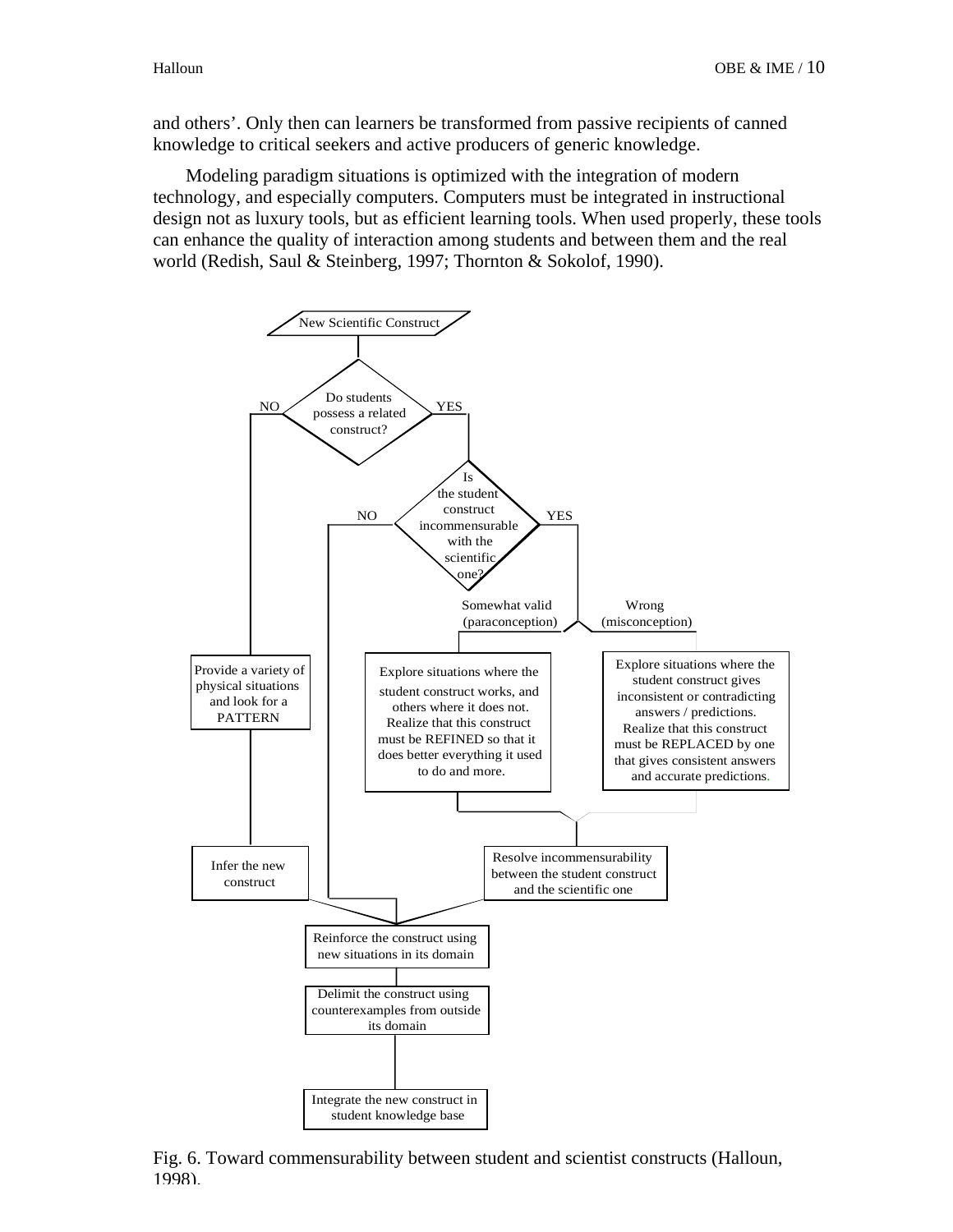and others'. Only then can learners be transformed from passive recipients of canned knowledge to critical seekers and active producers of generic knowledge.

Modeling paradigm situations is optimized with the integration of modern technology, and especially computers. Computers must be integrated in instructional design not as luxury tools, but as efficient learning tools. When used properly, these tools can enhance the quality of interaction among students and between them and the real world (Redish, Saul & Steinberg, 1997; Thornton & Sokolof, 1990).

New Scientific Construct

Do students possess a related construct?

NO

YES

Is the student construct incommensurable with the scientific one?

NO

YES

Somewhat valid (paraconception)

Wrong (misconception)

Provide a variety of physical situations and look for a PATTERN

Explore situations where the student construct works, and others where it does not. Realize that this construct must be REFINED so that it does better everything it used to do and more.

Explore situations where the student construct gives inconsistent or contradicting answers / predictions. Realize that this construct must be REPLACED by one that gives consistent answers and accurate predictions.

Infer the new construct

Resolve incommensurability between the student construct and the scientific one

Reinforce the construct using new situations in its domain

Delimit the construct using counterexamples from outside its domain

Integrate the new construct in student knowledge base

Fig. 6. Toward commensurability between student and scientist constructs (Halloun, 1998).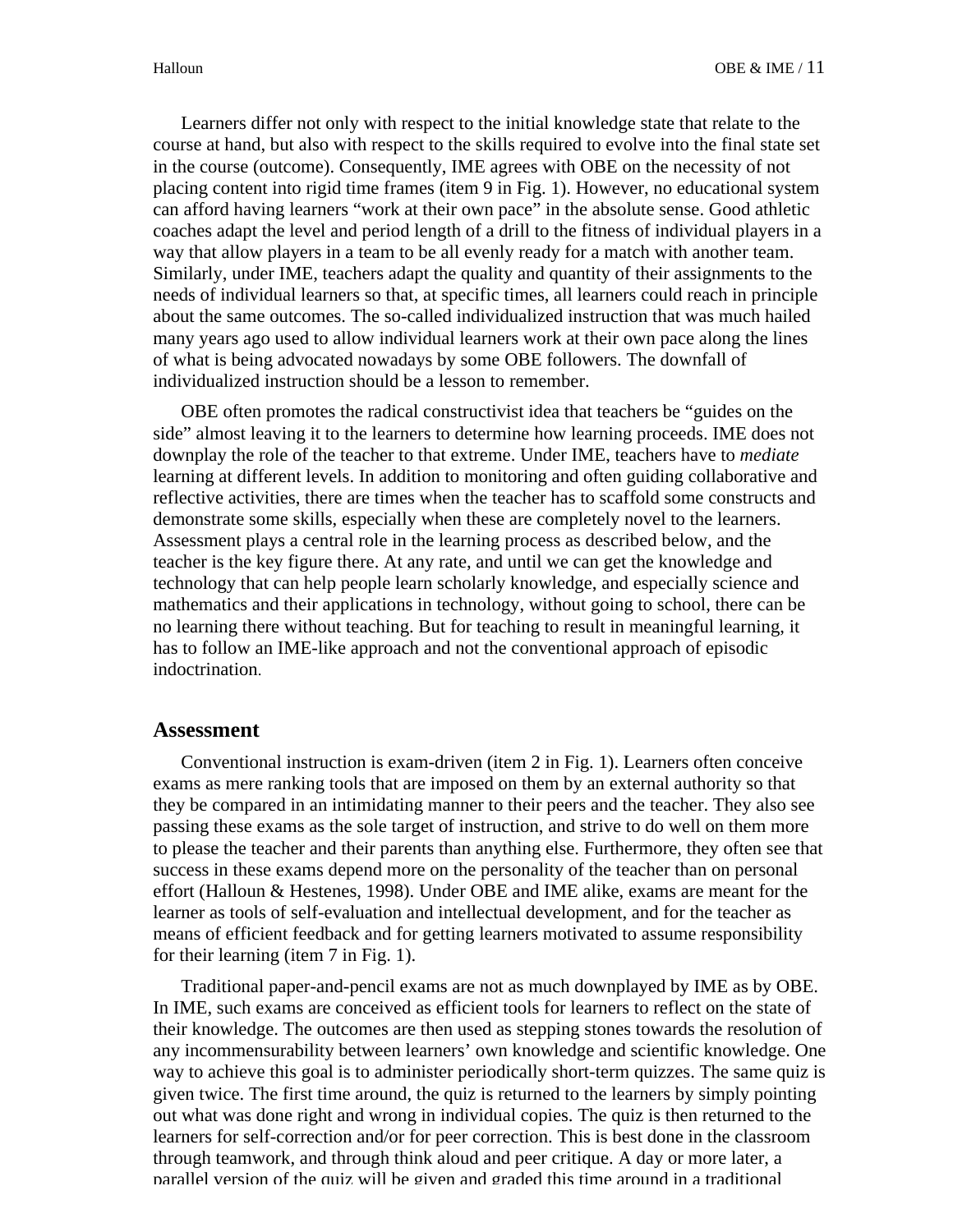Learners differ not only with respect to the initial knowledge state that relate to the course at hand, but also with respect to the skills required to evolve into the final state set in the course (outcome). Consequently, IME agrees with OBE on the necessity of not placing content into rigid time frames (item 9 in Fig. 1). However, no educational system can afford having learners "work at their own pace" in the absolute sense. Good athletic coaches adapt the level and period length of a drill to the fitness of individual players in a way that allow players in a team to be all evenly ready for a match with another team. Similarly, under IME, teachers adapt the quality and quantity of their assignments to the needs of individual learners so that, at specific times, all learners could reach in principle about the same outcomes. The so-called individualized instruction that was much hailed many years ago used to allow individual learners work at their own pace along the lines of what is being advocated nowadays by some OBE followers. The downfall of individualized instruction should be a lesson to remember.

OBE often promotes the radical constructivist idea that teachers be "guides on the side" almost leaving it to the learners to determine how learning proceeds. IME does not downplay the role of the teacher to that extreme. Under IME, teachers have to *mediate* learning at different levels. In addition to monitoring and often guiding collaborative and reflective activities, there are times when the teacher has to scaffold some constructs and demonstrate some skills, especially when these are completely novel to the learners. Assessment plays a central role in the learning process as described below, and the teacher is the key figure there. At any rate, and until we can get the knowledge and technology that can help people learn scholarly knowledge, and especially science and mathematics and their applications in technology, without going to school, there can be no learning there without teaching. But for teaching to result in meaningful learning, it has to follow an IME-like approach and not the conventional approach of episodic indoctrination.

## Assessment

Conventional instruction is exam-driven (item 2 in Fig. 1). Learners often conceive exams as mere ranking tools that are imposed on them by an external authority so that they be compared in an intimidating manner to their peers and the teacher. They also see passing these exams as the sole target of instruction, and strive to do well on them more to please the teacher and their parents than anything else. Furthermore, they often see that success in these exams depend more on the personality of the teacher than on personal effort (Halloun & Hestenes, 1998). Under OBE and IME alike, exams are meant for the learner as tools of self-evaluation and intellectual development, and for the teacher as means of efficient feedback and for getting learners motivated to assume responsibility for their learning (item 7 in Fig. 1).

Traditional paper-and-pencil exams are not as much downplayed by IME as by OBE. In IME, such exams are conceived as efficient tools for learners to reflect on the state of their knowledge. The outcomes are then used as stepping stones towards the resolution of any incommensurability between learners' own knowledge and scientific knowledge. One way to achieve this goal is to administer periodically short-term quizzes. The same quiz is given twice. The first time around, the quiz is returned to the learners by simply pointing out what was done right and wrong in individual copies. The quiz is then returned to the learners for self-correction and/or for peer correction. This is best done in the classroom through teamwork, and through think aloud and peer critique. A day or more later, a parallel version of the quiz will be given and graded this time around in a traditional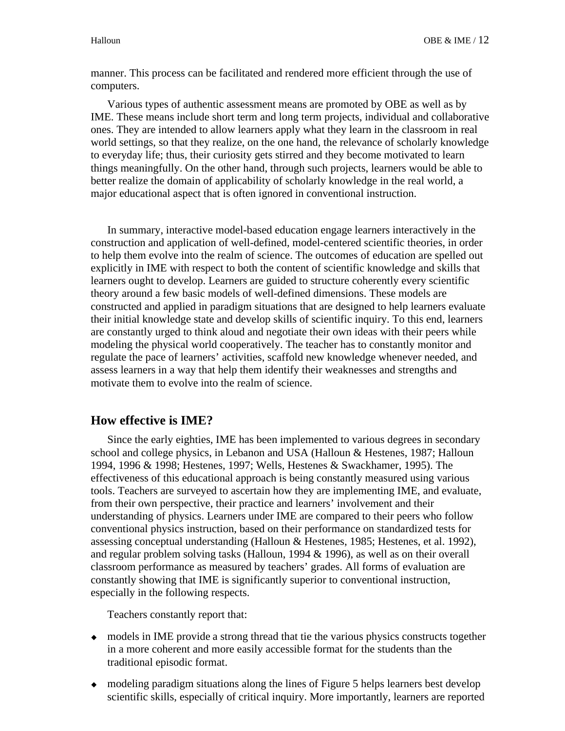manner. This process can be facilitated and rendered more efficient through the use of computers.

Various types of authentic assessment means are promoted by OBE as well as by IME. These means include short term and long term projects, individual and collaborative ones. They are intended to allow learners apply what they learn in the classroom in real world settings, so that they realize, on the one hand, the relevance of scholarly knowledge to everyday life; thus, their curiosity gets stirred and they become motivated to learn things meaningfully. On the other hand, through such projects, learners would be able to better realize the domain of applicability of scholarly knowledge in the real world, a major educational aspect that is often ignored in conventional instruction.

In summary, interactive model-based education engage learners interactively in the construction and application of well-defined, model-centered scientific theories, in order to help them evolve into the realm of science. The outcomes of education are spelled out explicitly in IME with respect to both the content of scientific knowledge and skills that learners ought to develop. Learners are guided to structure coherently every scientific theory around a few basic models of well-defined dimensions. These models are constructed and applied in paradigm situations that are designed to help learners evaluate their initial knowledge state and develop skills of scientific inquiry. To this end, learners are constantly urged to think aloud and negotiate their own ideas with their peers while modeling the physical world cooperatively. The teacher has to constantly monitor and regulate the pace of learners' activities, scaffold new knowledge whenever needed, and assess learners in a way that help them identify their weaknesses and strengths and motivate them to evolve into the realm of science.

## How effective is IME?

Since the early eighties, IME has been implemented to various degrees in secondary school and college physics, in Lebanon and USA (Halloun & Hestenes, 1987; Halloun 1994, 1996 & 1998; Hestenes, 1997; Wells, Hestenes & Swackhamer, 1995). The effectiveness of this educational approach is being constantly measured using various tools. Teachers are surveyed to ascertain how they are implementing IME, and evaluate, from their own perspective, their practice and learners' involvement and their understanding of physics. Learners under IME are compared to their peers who follow conventional physics instruction, based on their performance on standardized tests for assessing conceptual understanding (Halloun & Hestenes, 1985; Hestenes, et al. 1992), and regular problem solving tasks (Halloun, 1994 & 1996), as well as on their overall classroom performance as measured by teachers' grades. All forms of evaluation are constantly showing that IME is significantly superior to conventional instruction, especially in the following respects.

Teachers constantly report that:

- models in IME provide a strong thread that tie the various physics constructs together in a more coherent and more easily accessible format for the students than the traditional episodic format.
- modeling paradigm situations along the lines of Figure 5 helps learners best develop scientific skills, especially of critical inquiry. More importantly, learners are reported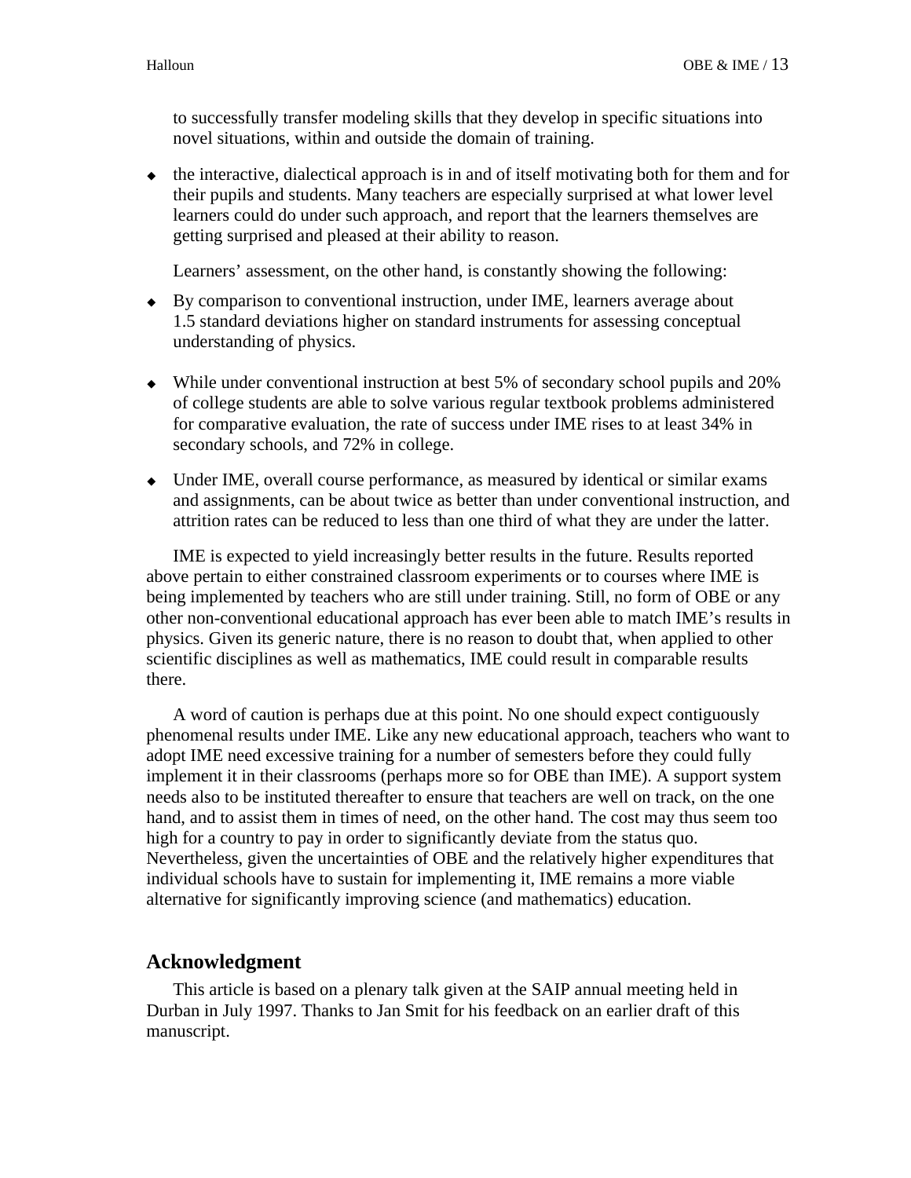to successfully transfer modeling skills that they develop in specific situations into novel situations, within and outside the domain of training.

- the interactive, dialectical approach is in and of itself motivating both for them and for their pupils and students. Many teachers are especially surprised at what lower level learners could do under such approach, and report that the learners themselves are getting surprised and pleased at their ability to reason.

  Learners' assessment, on the other hand, is constantly showing the following:

- By comparison to conventional instruction, under IME, learners average about 1.5 standard deviations higher on standard instruments for assessing conceptual understanding of physics.

- While under conventional instruction at best 5% of secondary school pupils and 20% of college students are able to solve various regular textbook problems administered for comparative evaluation, the rate of success under IME rises to at least 34% in secondary schools, and 72% in college.

- Under IME, overall course performance, as measured by identical or similar exams and assignments, can be about twice as better than under conventional instruction, and attrition rates can be reduced to less than one third of what they are under the latter.

IME is expected to yield increasingly better results in the future. Results reported above pertain to either constrained classroom experiments or to courses where IME is being implemented by teachers who are still under training. Still, no form of OBE or any other non-conventional educational approach has ever been able to match IME's results in physics. Given its generic nature, there is no reason to doubt that, when applied to other scientific disciplines as well as mathematics, IME could result in comparable results there.

A word of caution is perhaps due at this point. No one should expect contiguously phenomenal results under IME. Like any new educational approach, teachers who want to adopt IME need excessive training for a number of semesters before they could fully implement it in their classrooms (perhaps more so for OBE than IME). A support system needs also to be instituted thereafter to ensure that teachers are well on track, on the one hand, and to assist them in times of need, on the other hand. The cost may thus seem too high for a country to pay in order to significantly deviate from the status quo. Nevertheless, given the uncertainties of OBE and the relatively higher expenditures that individual schools have to sustain for implementing it, IME remains a more viable alternative for significantly improving science (and mathematics) education.

## Acknowledgment

This article is based on a plenary talk given at the SAIP annual meeting held in Durban in July 1997. Thanks to Jan Smit for his feedback on an earlier draft of this manuscript.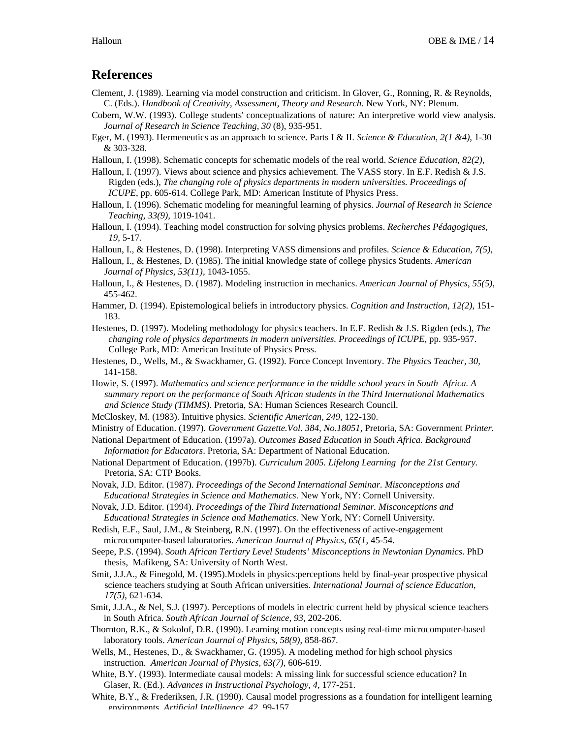## References

Clement, J. (1989). Learning via model construction and criticism. In Glover, G., Ronning, R. & Reynolds, C. (Eds.). *Handbook of Creativity, Assessment, Theory and Research.* New York, NY: Plenum.

Cobern, W.W. (1993). College students' conceptualizations of nature: An interpretive world view analysis. *Journal of Research in Science Teaching, 30* (8), 935-951.

Eger, M. (1993). Hermeneutics as an approach to science. Parts I & II. *Science & Education, 2(1 &4)*, 1-30 & 303-328.

Halloun, I. (1998). Schematic concepts for schematic models of the real world. *Science Education, 82(2)*,

Halloun, I. (1997). Views about science and physics achievement. The VASS story. In E.F. Redish & J.S. Rigden (eds.), *The changing role of physics departments in modern universities. Proceedings of ICUPE*, pp. 605-614. College Park, MD: American Institute of Physics Press.

Halloun, I. (1996). Schematic modeling for meaningful learning of physics. *Journal of Research in Science Teaching, 33(9),* 1019-1041.

Halloun, I. (1994). Teaching model construction for solving physics problems. *Recherches Pédagogiques, 19*, 5-17.

Halloun, I., & Hestenes, D. (1998). Interpreting VASS dimensions and profiles. *Science & Education, 7(5),*

Halloun, I., & Hestenes, D. (1985). The initial knowledge state of college physics Students. *American Journal of Physics, 53(11)*, 1043-1055.

Halloun, I., & Hestenes, D. (1987). Modeling instruction in mechanics. *American Journal of Physics, 55(5),* 455-462.

Hammer, D. (1994). Epistemological beliefs in introductory physics. *Cognition and Instruction, 12(2)*, 151-183.

Hestenes, D. (1997). Modeling methodology for physics teachers. In E.F. Redish & J.S. Rigden (eds.), *The changing role of physics departments in modern universities. Proceedings of ICUPE*, pp. 935-957. College Park, MD: American Institute of Physics Press.

Hestenes, D., Wells, M., & Swackhamer, G. (1992). Force Concept Inventory. *The Physics Teacher, 30*, 141-158.

Howie, S. (1997). *Mathematics and science performance in the middle school years in South Africa. A summary report on the performance of South African students in the Third International Mathematics and Science Study (TIMMS)*. Pretoria, SA: Human Sciences Research Council.

McCloskey, M. (1983). Intuitive physics. *Scientific American, 249*, 122-130.

Ministry of Education. (1997). *Government Gazette.Vol. 384, No.18051,* Pretoria, SA: Government *Printer.*

National Department of Education. (1997a). *Outcomes Based Education in South Africa. Background Information for Educators*. Pretoria, SA: Department of National Education.

National Department of Education. (1997b). *Curriculum 2005. Lifelong Learning for the 21st Century.* Pretoria, SA: CTP Books.

Novak, J.D. Editor. (1987). *Proceedings of the Second International Seminar. Misconceptions and Educational Strategies in Science and Mathematics*. New York, NY: Cornell University.

Novak, J.D. Editor. (1994). *Proceedings of the Third International Seminar. Misconceptions and Educational Strategies in Science and Mathematics*. New York, NY: Cornell University.

Redish, E.F., Saul, J.M., & Steinberg, R.N. (1997). On the effectiveness of active-engagement microcomputer-based laboratories. *American Journal of Physics, 65(1*, 45-54.

Seepe, P.S. (1994). *South African Tertiary Level Students' Misconceptions in Newtonian Dynamics*. PhD thesis, Mafikeng, SA: University of North West.

Smit, J.J.A., & Finegold, M. (1995).Models in physics:perceptions held by final-year prospective physical science teachers studying at South African universities. *International Journal of science Education, 17(5)*, 621-634.

Smit, J.J.A., & Nel, S.J. (1997). Perceptions of models in electric current held by physical science teachers in South Africa. *South African Journal of Science, 93*, 202-206.

Thornton, R.K., & Sokolof, D.R. (1990). Learning motion concepts using real-time microcomputer-based laboratory tools. *American Journal of Physics, 58(9)*, 858-867.

Wells, M., Hestenes, D., & Swackhamer, G. (1995). A modeling method for high school physics instruction. *American Journal of Physics, 63(7)*, 606-619.

White, B.Y. (1993). Intermediate causal models: A missing link for successful science education? In Glaser, R. (Ed.). *Advances in Instructional Psychology, 4*, 177-251.

White, B.Y., & Frederiksen, J.R. (1990). Causal model progressions as a foundation for intelligent learning environments. *Artificial Intelligence, 42*, 99-157.